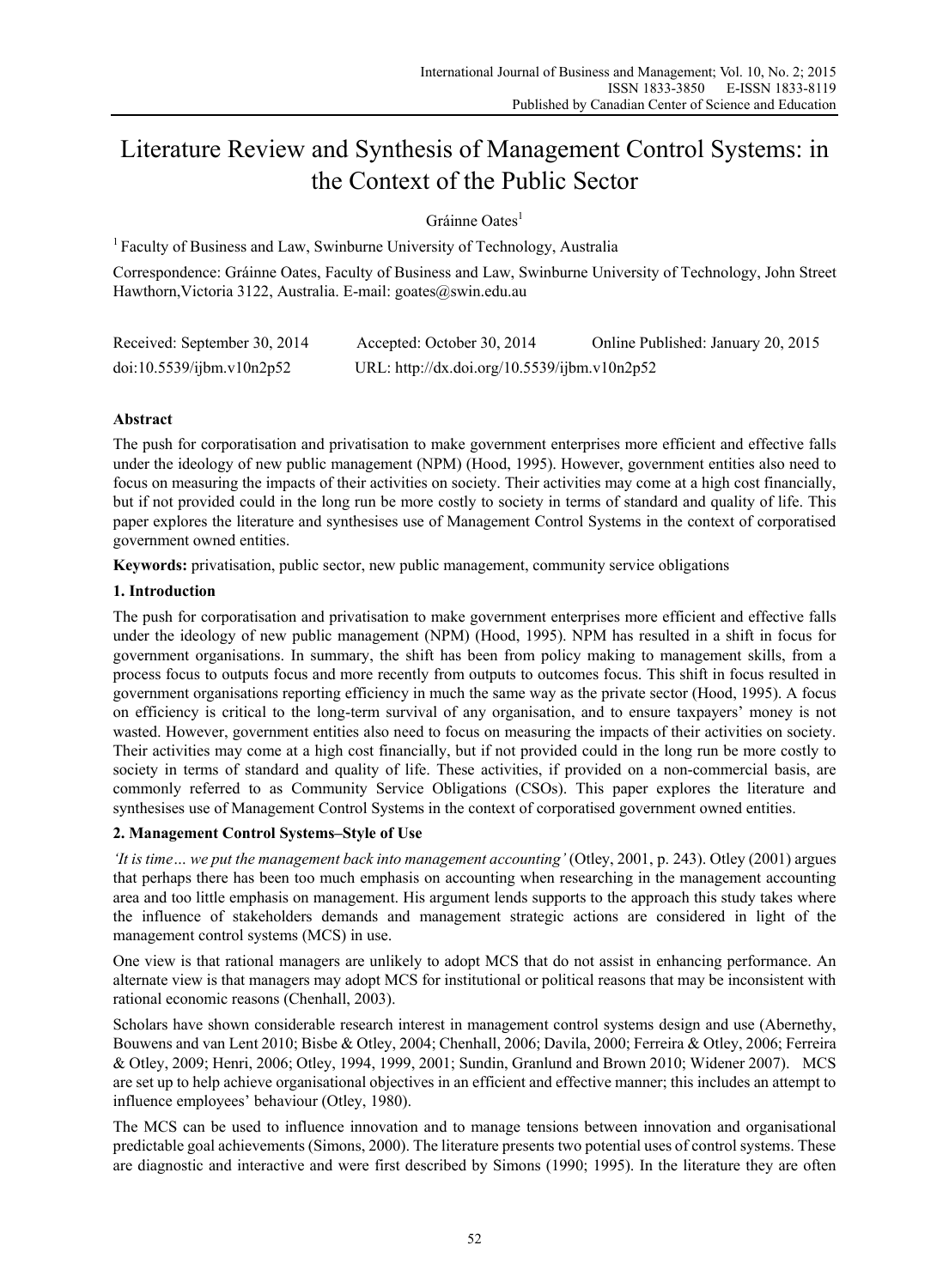# Literature Review and Synthesis of Management Control Systems: in the Context of the Public Sector

Gráinne Oates[1]

[1] Faculty of Business and Law, Swinburne University of Technology, Australia

Correspondence: Gráinne Oates, Faculty of Business and Law, Swinburne University of Technology, John Street Hawthorn,Victoria 3122, Australia. E-mail: goates@swin.edu.au

Received: September 30, 2014 Accepted: October 30, 2014 Online Published: January 20, 2015

doi:10.5539/ijbm.v10n2p52 URL: http://dx.doi.org/10.5539/ijbm.v10n2p52

## Abstract

The push for corporatisation and privatisation to make government enterprises more efficient and effective falls under the ideology of new public management (NPM) (Hood, 1995). However, government entities also need to focus on measuring the impacts of their activities on society. Their activities may come at a high cost financially, but if not provided could in the long run be more costly to society in terms of standard and quality of life. This paper explores the literature and synthesises use of Management Control Systems in the context of corporatised government owned entities.

**Keywords:** privatisation, public sector, new public management, community service obligations

## 1. Introduction

The push for corporatisation and privatisation to make government enterprises more efficient and effective falls under the ideology of new public management (NPM) (Hood, 1995). NPM has resulted in a shift in focus for government organisations. In summary, the shift has been from policy making to management skills, from a process focus to outputs focus and more recently from outputs to outcomes focus. This shift in focus resulted in government organisations reporting efficiency in much the same way as the private sector (Hood, 1995). A focus on efficiency is critical to the long-term survival of any organisation, and to ensure taxpayers' money is not wasted. However, government entities also need to focus on measuring the impacts of their activities on society. Their activities may come at a high cost financially, but if not provided could in the long run be more costly to society in terms of standard and quality of life. These activities, if provided on a non-commercial basis, are commonly referred to as Community Service Obligations (CSOs). This paper explores the literature and synthesises use of Management Control Systems in the context of corporatised government owned entities.

## 2. Management Control Systems–Style of Use

*'It is time… we put the management back into management accounting'* (Otley, 2001, p. 243). Otley (2001) argues that perhaps there has been too much emphasis on accounting when researching in the management accounting area and too little emphasis on management. His argument lends supports to the approach this study takes where the influence of stakeholders demands and management strategic actions are considered in light of the management control systems (MCS) in use.

One view is that rational managers are unlikely to adopt MCS that do not assist in enhancing performance. An alternate view is that managers may adopt MCS for institutional or political reasons that may be inconsistent with rational economic reasons (Chenhall, 2003).

Scholars have shown considerable research interest in management control systems design and use (Abernethy, Bouwens and van Lent 2010; Bisbe & Otley, 2004; Chenhall, 2006; Davila, 2000; Ferreira & Otley, 2006; Ferreira & Otley, 2009; Henri, 2006; Otley, 1994, 1999, 2001; Sundin, Granlund and Brown 2010; Widener 2007). MCS are set up to help achieve organisational objectives in an efficient and effective manner; this includes an attempt to influence employees' behaviour (Otley, 1980).

The MCS can be used to influence innovation and to manage tensions between innovation and organisational predictable goal achievements (Simons, 2000). The literature presents two potential uses of control systems. These are diagnostic and interactive and were first described by Simons (1990; 1995). In the literature they are often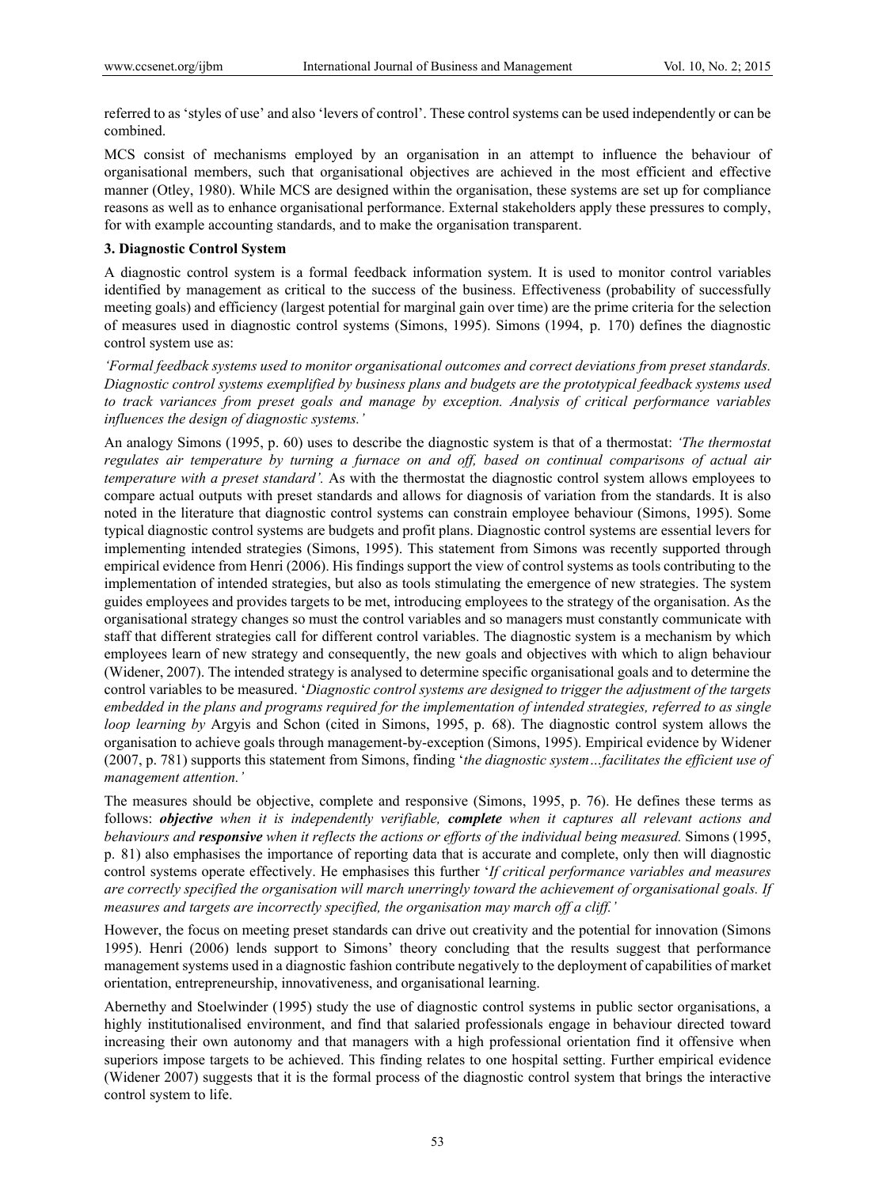referred to as 'styles of use' and also 'levers of control'. These control systems can be used independently or can be combined.

MCS consist of mechanisms employed by an organisation in an attempt to influence the behaviour of organisational members, such that organisational objectives are achieved in the most efficient and effective manner (Otley, 1980). While MCS are designed within the organisation, these systems are set up for compliance reasons as well as to enhance organisational performance. External stakeholders apply these pressures to comply, for with example accounting standards, and to make the organisation transparent.

### 3. Diagnostic Control System

A diagnostic control system is a formal feedback information system. It is used to monitor control variables identified by management as critical to the success of the business. Effectiveness (probability of successfully meeting goals) and efficiency (largest potential for marginal gain over time) are the prime criteria for the selection of measures used in diagnostic control systems (Simons, 1995). Simons (1994, p. 170) defines the diagnostic control system use as:

*'Formal feedback systems used to monitor organisational outcomes and correct deviations from preset standards. Diagnostic control systems exemplified by business plans and budgets are the prototypical feedback systems used to track variances from preset goals and manage by exception. Analysis of critical performance variables influences the design of diagnostic systems.'*

An analogy Simons (1995, p. 60) uses to describe the diagnostic system is that of a thermostat: *'The thermostat regulates air temperature by turning a furnace on and off, based on continual comparisons of actual air temperature with a preset standard'.* As with the thermostat the diagnostic control system allows employees to compare actual outputs with preset standards and allows for diagnosis of variation from the standards. It is also noted in the literature that diagnostic control systems can constrain employee behaviour (Simons, 1995). Some typical diagnostic control systems are budgets and profit plans. Diagnostic control systems are essential levers for implementing intended strategies (Simons, 1995). This statement from Simons was recently supported through empirical evidence from Henri (2006). His findings support the view of control systems as tools contributing to the implementation of intended strategies, but also as tools stimulating the emergence of new strategies. The system guides employees and provides targets to be met, introducing employees to the strategy of the organisation. As the organisational strategy changes so must the control variables and so managers must constantly communicate with staff that different strategies call for different control variables. The diagnostic system is a mechanism by which employees learn of new strategy and consequently, the new goals and objectives with which to align behaviour (Widener, 2007). The intended strategy is analysed to determine specific organisational goals and to determine the control variables to be measured. '*Diagnostic control systems are designed to trigger the adjustment of the targets embedded in the plans and programs required for the implementation of intended strategies, referred to as single loop learning by* Argyis and Schon (cited in Simons, 1995, p. 68). The diagnostic control system allows the organisation to achieve goals through management-by-exception (Simons, 1995). Empirical evidence by Widener (2007, p. 781) supports this statement from Simons, finding '*the diagnostic system…facilitates the efficient use of management attention.'*

The measures should be objective, complete and responsive (Simons, 1995, p. 76). He defines these terms as follows: ***objective*** *when it is independently verifiable,* ***complete*** *when it captures all relevant actions and behaviours and* ***responsive*** *when it reflects the actions or efforts of the individual being measured.* Simons (1995, p. 81) also emphasises the importance of reporting data that is accurate and complete, only then will diagnostic control systems operate effectively. He emphasises this further '*If critical performance variables and measures are correctly specified the organisation will march unerringly toward the achievement of organisational goals. If measures and targets are incorrectly specified, the organisation may march off a cliff.'*

However, the focus on meeting preset standards can drive out creativity and the potential for innovation (Simons 1995). Henri (2006) lends support to Simons' theory concluding that the results suggest that performance management systems used in a diagnostic fashion contribute negatively to the deployment of capabilities of market orientation, entrepreneurship, innovativeness, and organisational learning.

Abernethy and Stoelwinder (1995) study the use of diagnostic control systems in public sector organisations, a highly institutionalised environment, and find that salaried professionals engage in behaviour directed toward increasing their own autonomy and that managers with a high professional orientation find it offensive when superiors impose targets to be achieved. This finding relates to one hospital setting. Further empirical evidence (Widener 2007) suggests that it is the formal process of the diagnostic control system that brings the interactive control system to life.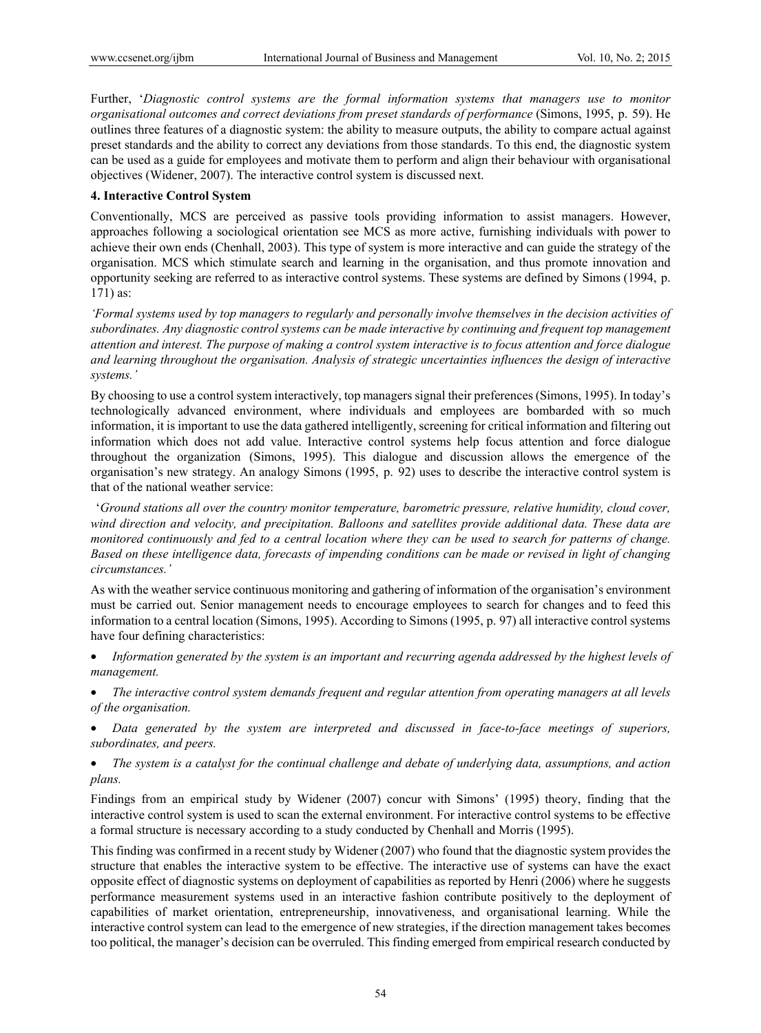Further, '*Diagnostic control systems are the formal information systems that managers use to monitor organisational outcomes and correct deviations from preset standards of performance* (Simons, 1995, p. 59). He outlines three features of a diagnostic system: the ability to measure outputs, the ability to compare actual against preset standards and the ability to correct any deviations from those standards. To this end, the diagnostic system can be used as a guide for employees and motivate them to perform and align their behaviour with organisational objectives (Widener, 2007). The interactive control system is discussed next.

**4. Interactive Control System**

Conventionally, MCS are perceived as passive tools providing information to assist managers. However, approaches following a sociological orientation see MCS as more active, furnishing individuals with power to achieve their own ends (Chenhall, 2003). This type of system is more interactive and can guide the strategy of the organisation. MCS which stimulate search and learning in the organisation, and thus promote innovation and opportunity seeking are referred to as interactive control systems. These systems are defined by Simons (1994, p. 171) as:

*'Formal systems used by top managers to regularly and personally involve themselves in the decision activities of subordinates. Any diagnostic control systems can be made interactive by continuing and frequent top management attention and interest. The purpose of making a control system interactive is to focus attention and force dialogue and learning throughout the organisation. Analysis of strategic uncertainties influences the design of interactive systems.'*

By choosing to use a control system interactively, top managers signal their preferences (Simons, 1995). In today's technologically advanced environment, where individuals and employees are bombarded with so much information, it is important to use the data gathered intelligently, screening for critical information and filtering out information which does not add value. Interactive control systems help focus attention and force dialogue throughout the organization (Simons, 1995). This dialogue and discussion allows the emergence of the organisation's new strategy. An analogy Simons (1995, p. 92) uses to describe the interactive control system is that of the national weather service:

'*Ground stations all over the country monitor temperature, barometric pressure, relative humidity, cloud cover, wind direction and velocity, and precipitation. Balloons and satellites provide additional data. These data are monitored continuously and fed to a central location where they can be used to search for patterns of change. Based on these intelligence data, forecasts of impending conditions can be made or revised in light of changing circumstances.'*

As with the weather service continuous monitoring and gathering of information of the organisation's environment must be carried out. Senior management needs to encourage employees to search for changes and to feed this information to a central location (Simons, 1995). According to Simons (1995, p. 97) all interactive control systems have four defining characteristics:

- *Information generated by the system is an important and recurring agenda addressed by the highest levels of management.*
- *The interactive control system demands frequent and regular attention from operating managers at all levels of the organisation.*
- *Data generated by the system are interpreted and discussed in face-to-face meetings of superiors, subordinates, and peers.*
- *The system is a catalyst for the continual challenge and debate of underlying data, assumptions, and action plans.*

Findings from an empirical study by Widener (2007) concur with Simons' (1995) theory, finding that the interactive control system is used to scan the external environment. For interactive control systems to be effective a formal structure is necessary according to a study conducted by Chenhall and Morris (1995).

This finding was confirmed in a recent study by Widener (2007) who found that the diagnostic system provides the structure that enables the interactive system to be effective. The interactive use of systems can have the exact opposite effect of diagnostic systems on deployment of capabilities as reported by Henri (2006) where he suggests performance measurement systems used in an interactive fashion contribute positively to the deployment of capabilities of market orientation, entrepreneurship, innovativeness, and organisational learning. While the interactive control system can lead to the emergence of new strategies, if the direction management takes becomes too political, the manager's decision can be overruled. This finding emerged from empirical research conducted by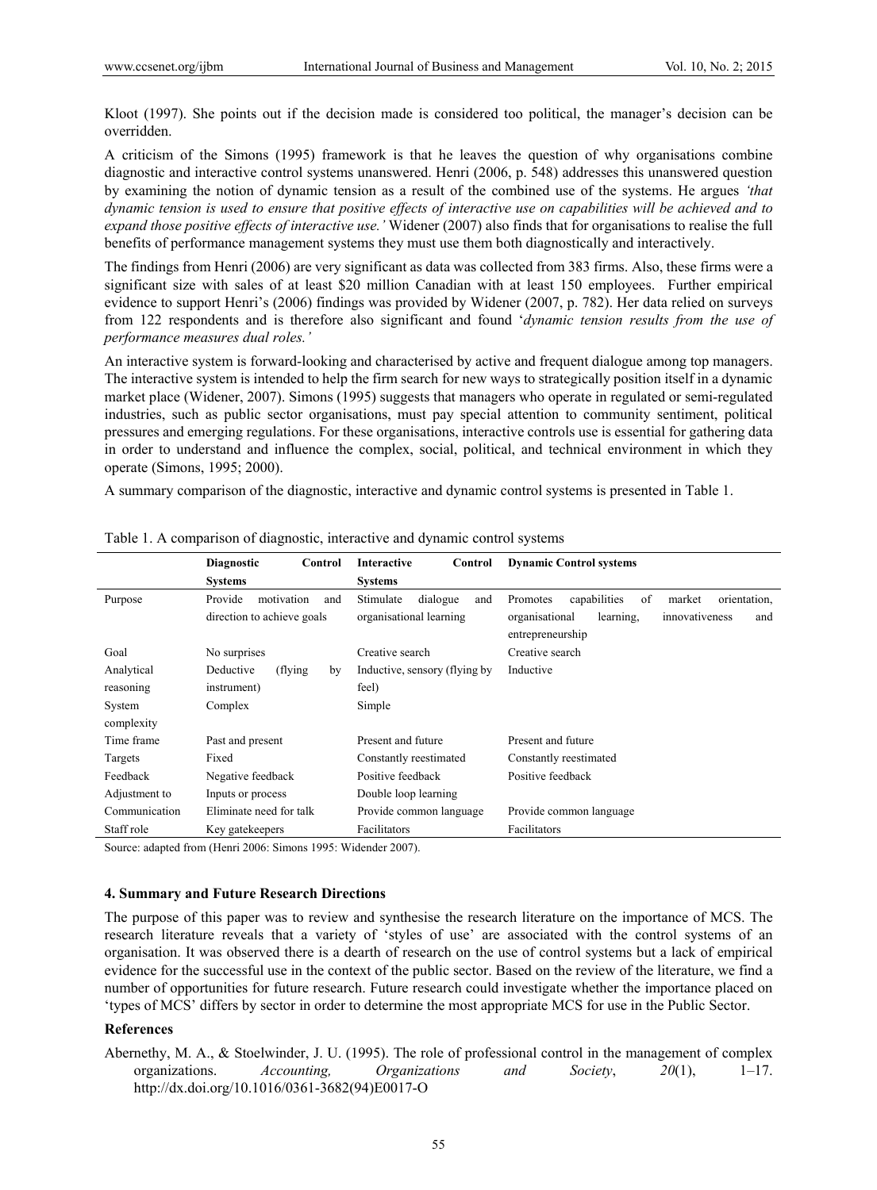Kloot (1997). She points out if the decision made is considered too political, the manager's decision can be overridden.

A criticism of the Simons (1995) framework is that he leaves the question of why organisations combine diagnostic and interactive control systems unanswered. Henri (2006, p. 548) addresses this unanswered question by examining the notion of dynamic tension as a result of the combined use of the systems. He argues *'that dynamic tension is used to ensure that positive effects of interactive use on capabilities will be achieved and to expand those positive effects of interactive use.'* Widener (2007) also finds that for organisations to realise the full benefits of performance management systems they must use them both diagnostically and interactively.

The findings from Henri (2006) are very significant as data was collected from 383 firms. Also, these firms were a significant size with sales of at least $20 million Canadian with at least 150 employees. Further empirical evidence to support Henri's (2006) findings was provided by Widener (2007, p. 782). Her data relied on surveys from 122 respondents and is therefore also significant and found '*dynamic tension results from the use of performance measures dual roles.'*

An interactive system is forward-looking and characterised by active and frequent dialogue among top managers. The interactive system is intended to help the firm search for new ways to strategically position itself in a dynamic market place (Widener, 2007). Simons (1995) suggests that managers who operate in regulated or semi-regulated industries, such as public sector organisations, must pay special attention to community sentiment, political pressures and emerging regulations. For these organisations, interactive controls use is essential for gathering data in order to understand and influence the complex, social, political, and technical environment in which they operate (Simons, 1995; 2000).

A summary comparison of the diagnostic, interactive and dynamic control systems is presented in Table 1.

Table 1. A comparison of diagnostic, interactive and dynamic control systems

| | Diagnostic Control Systems | Interactive Control Systems | Dynamic Control systems |
|---|---|---|---|
| Purpose | Provide motivation and direction to achieve goals | Stimulate dialogue and organisational learning | Promotes capabilities of market orientation, organisational learning, innovativeness and entrepreneurship |
| Goal | No surprises | Creative search | Creative search |
| Analytical reasoning | Deductive (flying by instrument) | Inductive, sensory (flying by feel) | Inductive |
| System complexity | Complex | Simple | |
| Time frame | Past and present | Present and future | Present and future |
| Targets | Fixed | Constantly reestimated | Constantly reestimated |
| Feedback | Negative feedback | Positive feedback | Positive feedback |
| Adjustment to | Inputs or process | Double loop learning | |
| Communication | Eliminate need for talk | Provide common language | Provide common language |
| Staff role | Key gatekeepers | Facilitators | Facilitators |

Source: adapted from (Henri 2006: Simons 1995: Widender 2007).

## 4. Summary and Future Research Directions

The purpose of this paper was to review and synthesise the research literature on the importance of MCS. The research literature reveals that a variety of 'styles of use' are associated with the control systems of an organisation. It was observed there is a dearth of research on the use of control systems but a lack of empirical evidence for the successful use in the context of the public sector. Based on the review of the literature, we find a number of opportunities for future research. Future research could investigate whether the importance placed on 'types of MCS' differs by sector in order to determine the most appropriate MCS for use in the Public Sector.

## References

Abernethy, M. A., & Stoelwinder, J. U. (1995). The role of professional control in the management of complex organizations. *Accounting, Organizations and Society*, *20*(1), 1–17. http://dx.doi.org/10.1016/0361-3682(94)E0017-O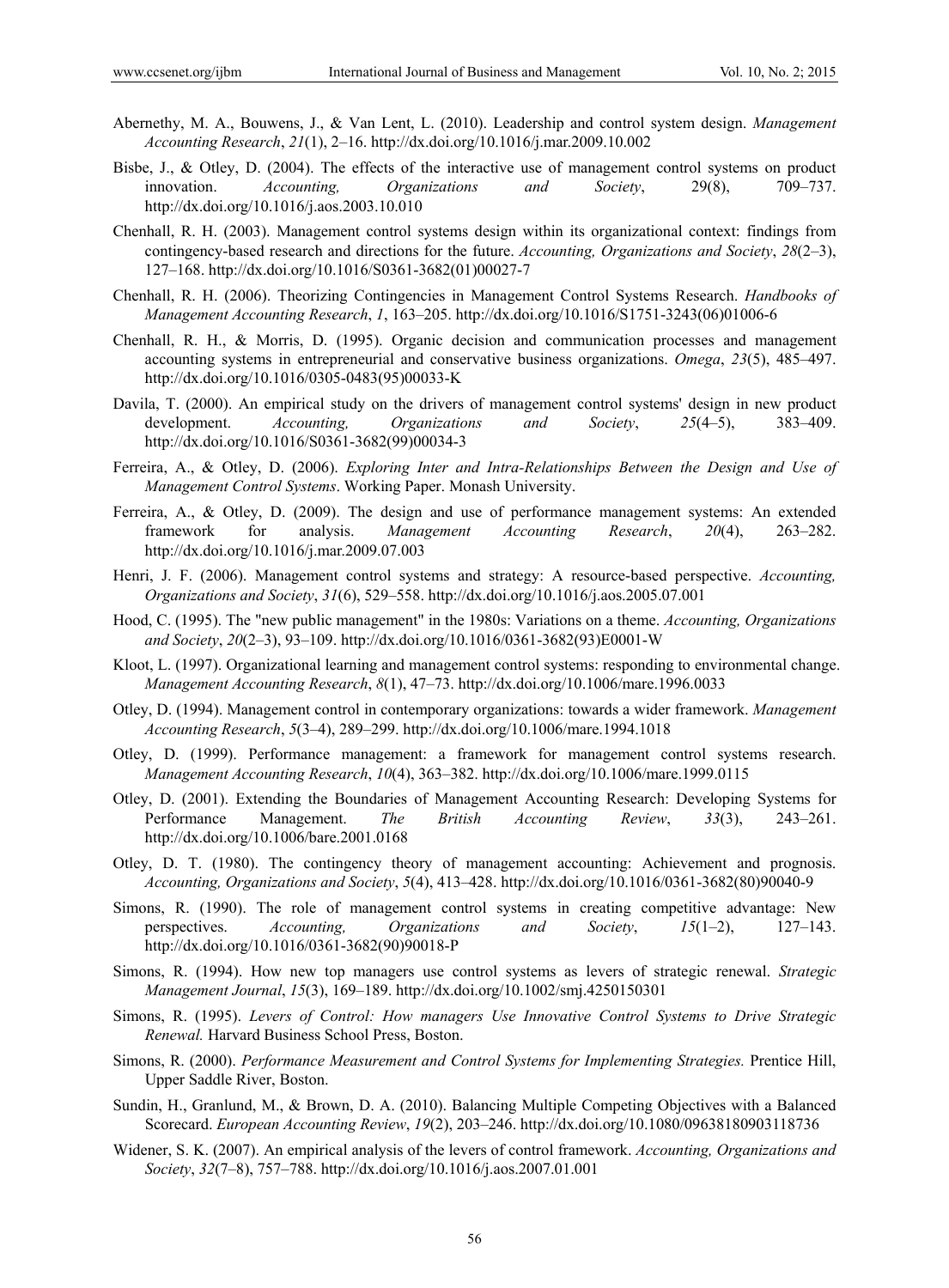Abernethy, M. A., Bouwens, J., & Van Lent, L. (2010). Leadership and control system design. *Management Accounting Research*, *21*(1), 2–16. http://dx.doi.org/10.1016/j.mar.2009.10.002

Bisbe, J., & Otley, D. (2004). The effects of the interactive use of management control systems on product innovation. *Accounting, Organizations and Society*, 29(8), 709–737. http://dx.doi.org/10.1016/j.aos.2003.10.010

Chenhall, R. H. (2003). Management control systems design within its organizational context: findings from contingency-based research and directions for the future. *Accounting, Organizations and Society*, *28*(2–3), 127–168. http://dx.doi.org/10.1016/S0361-3682(01)00027-7

Chenhall, R. H. (2006). Theorizing Contingencies in Management Control Systems Research. *Handbooks of Management Accounting Research*, *1*, 163–205. http://dx.doi.org/10.1016/S1751-3243(06)01006-6

Chenhall, R. H., & Morris, D. (1995). Organic decision and communication processes and management accounting systems in entrepreneurial and conservative business organizations. *Omega*, *23*(5), 485–497. http://dx.doi.org/10.1016/0305-0483(95)00033-K

Davila, T. (2000). An empirical study on the drivers of management control systems' design in new product development. *Accounting, Organizations and Society*, *25*(4–5), 383–409. http://dx.doi.org/10.1016/S0361-3682(99)00034-3

Ferreira, A., & Otley, D. (2006). *Exploring Inter and Intra-Relationships Between the Design and Use of Management Control Systems*. Working Paper. Monash University.

Ferreira, A., & Otley, D. (2009). The design and use of performance management systems: An extended framework for analysis. *Management Accounting Research*, *20*(4), 263–282. http://dx.doi.org/10.1016/j.mar.2009.07.003

Henri, J. F. (2006). Management control systems and strategy: A resource-based perspective. *Accounting, Organizations and Society*, *31*(6), 529–558. http://dx.doi.org/10.1016/j.aos.2005.07.001

Hood, C. (1995). The "new public management" in the 1980s: Variations on a theme. *Accounting, Organizations and Society*, *20*(2–3), 93–109. http://dx.doi.org/10.1016/0361-3682(93)E0001-W

Kloot, L. (1997). Organizational learning and management control systems: responding to environmental change. *Management Accounting Research*, *8*(1), 47–73. http://dx.doi.org/10.1006/mare.1996.0033

Otley, D. (1994). Management control in contemporary organizations: towards a wider framework. *Management Accounting Research*, *5*(3–4), 289–299. http://dx.doi.org/10.1006/mare.1994.1018

Otley, D. (1999). Performance management: a framework for management control systems research. *Management Accounting Research*, *10*(4), 363–382. http://dx.doi.org/10.1006/mare.1999.0115

Otley, D. (2001). Extending the Boundaries of Management Accounting Research: Developing Systems for Performance Management. *The British Accounting Review*, *33*(3), 243–261. http://dx.doi.org/10.1006/bare.2001.0168

Otley, D. T. (1980). The contingency theory of management accounting: Achievement and prognosis. *Accounting, Organizations and Society*, *5*(4), 413–428. http://dx.doi.org/10.1016/0361-3682(80)90040-9

Simons, R. (1990). The role of management control systems in creating competitive advantage: New perspectives. *Accounting, Organizations and Society*, *15*(1–2), 127–143. http://dx.doi.org/10.1016/0361-3682(90)90018-P

Simons, R. (1994). How new top managers use control systems as levers of strategic renewal. *Strategic Management Journal*, *15*(3), 169–189. http://dx.doi.org/10.1002/smj.4250150301

Simons, R. (1995). *Levers of Control: How managers Use Innovative Control Systems to Drive Strategic Renewal.* Harvard Business School Press, Boston.

Simons, R. (2000). *Performance Measurement and Control Systems for Implementing Strategies.* Prentice Hill, Upper Saddle River, Boston.

Sundin, H., Granlund, M., & Brown, D. A. (2010). Balancing Multiple Competing Objectives with a Balanced Scorecard. *European Accounting Review*, *19*(2), 203–246. http://dx.doi.org/10.1080/09638180903118736

Widener, S. K. (2007). An empirical analysis of the levers of control framework. *Accounting, Organizations and Society*, *32*(7–8), 757–788. http://dx.doi.org/10.1016/j.aos.2007.01.001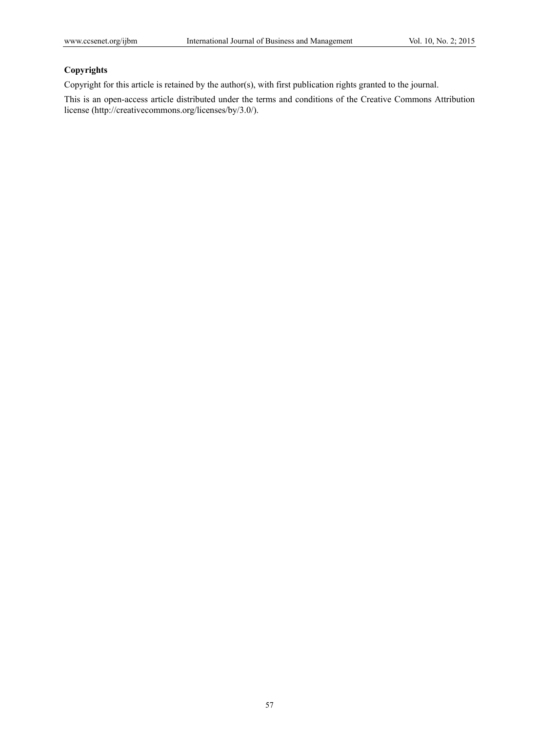**Copyrights**

Copyright for this article is retained by the author(s), with first publication rights granted to the journal.

This is an open-access article distributed under the terms and conditions of the Creative Commons Attribution license (http://creativecommons.org/licenses/by/3.0/).